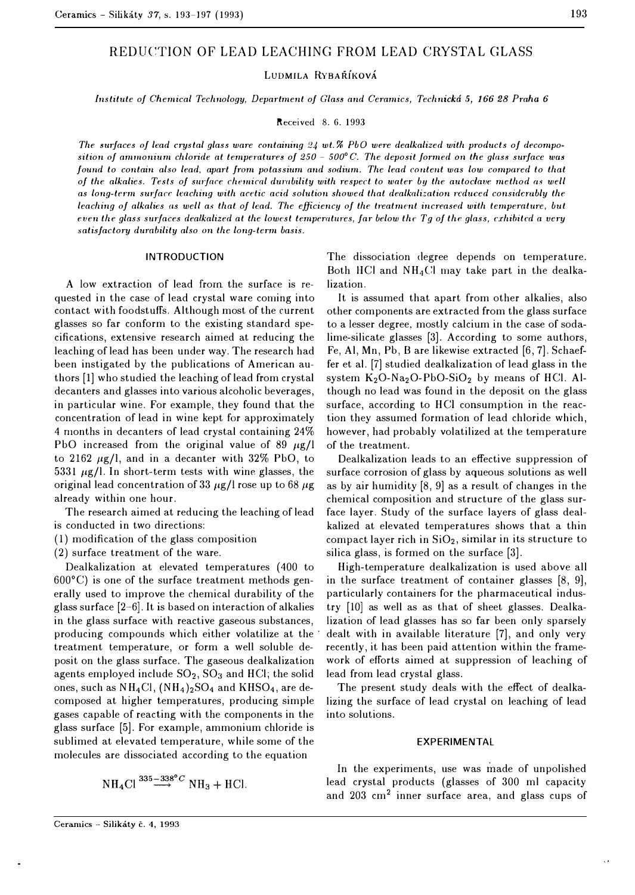# REDUCTION OF LEAD LEACHING FROM LEAD CRYSTAL GLASS

Ludmila Rybaříková

*Institute of Chemical Technology, Department of Glass and Ceramics, Technická 5, 166 28 Praha 6*

Received 8. 6. 1993

*The surfaces of lead crystal glass ware containing 24 wt.% PbO were dealkalized with products of decomposition of ammonium chloride at temperatures of 250 – 500°C. The deposit formed on the glass surface was found to contain also lead, apart from potassium and sodium. The lead content was low compared to that of the alkalies. Tests of surface chemical durability with respect to water by the autoclave method as well as long-term surface leaching with acetic acid solution showed that dealkalization reduced considerably the leaching of alkalies as well as that of lead. The efficiency of the treatment increased with temperature, but even the glass surfaces dealkalized at the lowest temperatures, far below the Tg of the glass, exhibited a very satisfactory durability also on the long-term basis.*

## INTRODUCTION

A low extraction of lead from the surface is requested in the case of lead crystal ware coming into contact with foodstuffs. Although most of the current glasses so far conform to the existing standard specifications, extensive research aimed at reducing the leaching of lead has been under way. The research had been instigated by the publications of American authors [1] who studied the leaching of lead from crystal decanters and glasses into various alcoholic beverages, in particular wine. For example, they found that the concentration of lead in wine kept for approximately 4 months in decanters of lead crystal containing 24% PbO increased from the original value of 89 μg/l to 2162 μg/l, and in a decanter with 32% PbO, to 5331 μg/l. In short-term tests with wine glasses, the original lead concentration of 33 μg/l rose up to 68 μg already within one hour.

The research aimed at reducing the leaching of lead is conducted in two directions:

(1) modification of the glass composition

(2) surface treatment of the ware.

Dealkalization at elevated temperatures (400 to 600°C) is one of the surface treatment methods generally used to improve the chemical durability of the glass surface [2–6]. It is based on interaction of alkalies in the glass surface with reactive gaseous substances, producing compounds which either volatilize at the treatment temperature, or form a well soluble deposit on the glass surface. The gaseous dealkalization agents employed include $SO_2$, $SO_3$ and HCl; the solid ones, such as $NH_4Cl$, $(NH_4)_2SO_4$ and $KHSO_4$, are decomposed at higher temperatures, producing simple gases capable of reacting with the components in the glass surface [5]. For example, ammonium chloride is sublimed at elevated temperature, while some of the molecules are dissociated according to the equation

$$NH_4Cl \xrightarrow{335-338°C} NH_3 + HCl.$$

The dissociation degree depends on temperature. Both HCl and $NH_4Cl$ may take part in the dealkalization.

It is assumed that apart from other alkalies, also other components are extracted from the glass surface to a lesser degree, mostly calcium in the case of soda-lime-silicate glasses [3]. According to some authors, Fe, Al, Mn, Pb, B are likewise extracted [6, 7]. Schaeffer et al. [7] studied dealkalization of lead glass in the system $K_2O$-$Na_2O$-PbO-$SiO_2$ by means of HCl. Although no lead was found in the deposit on the glass surface, according to HCl consumption in the reaction they assumed formation of lead chloride which, however, had probably volatilized at the temperature of the treatment.

Dealkalization leads to an effective suppression of surface corrosion of glass by aqueous solutions as well as by air humidity [8, 9] as a result of changes in the chemical composition and structure of the glass surface layer. Study of the surface layers of glass dealkalized at elevated temperatures shows that a thin compact layer rich in $SiO_2$, similar in its structure to silica glass, is formed on the surface [3].

High-temperature dealkalization is used above all in the surface treatment of container glasses [8, 9], particularly containers for the pharmaceutical industry [10] as well as as that of sheet glasses. Dealkalization of lead glasses has so far been only sparsely dealt with in available literature [7], and only very recently, it has been paid attention within the framework of efforts aimed at suppression of leaching of lead from lead crystal glass.

The present study deals with the effect of dealkalizing the surface of lead crystal on leaching of lead into solutions.

## EXPERIMENTAL

In the experiments, use was made of unpolished lead crystal products (glasses of 300 ml capacity and 203 $cm^2$ inner surface area, and glass cups of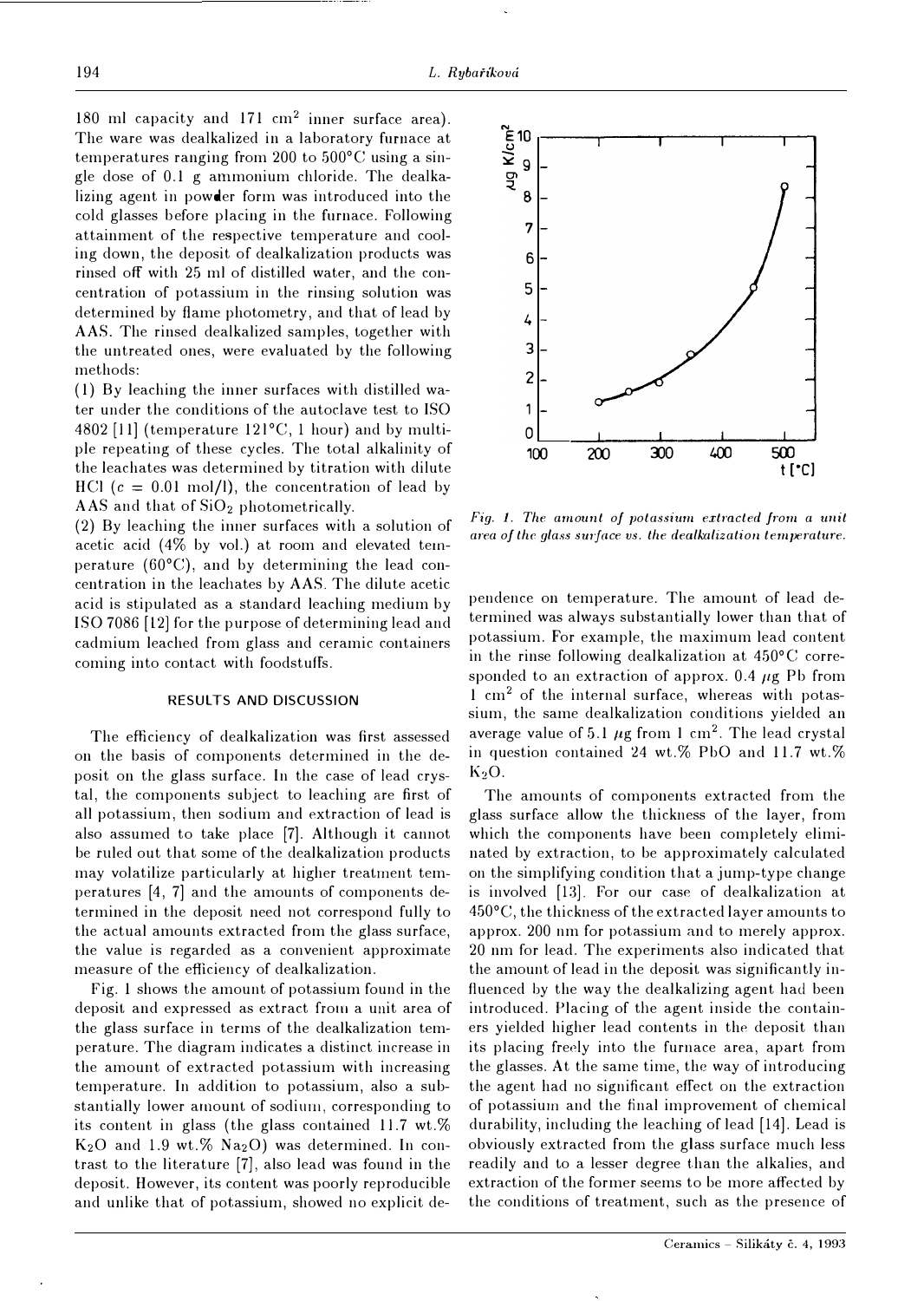180 ml capacity and 171 $cm^2$ inner surface area). The ware was dealkalized in a laboratory furnace at temperatures ranging from 200 to 500°C using a single dose of 0.1 g ammonium chloride. The dealkalizing agent in powder form was introduced into the cold glasses before placing in the furnace. Following attainment of the respective temperature and cooling down, the deposit of dealkalization products was rinsed off with 25 ml of distilled water, and the concentration of potassium in the rinsing solution was determined by flame photometry, and that of lead by AAS. The rinsed dealkalized samples, together with the untreated ones, were evaluated by the following methods:

(1) By leaching the inner surfaces with distilled water under the conditions of the autoclave test to ISO 4802 [11] (temperature 121°C, 1 hour) and by multiple repeating of these cycles. The total alkalinity of the leachates was determined by titration with dilute HCl ($c$ = 0.01 mol/l), the concentration of lead by AAS and that of $SiO_2$ photometrically.

(2) By leaching the inner surfaces with a solution of acetic acid (4% by vol.) at room and elevated temperature (60°C), and by determining the lead concentration in the leachates by AAS. The dilute acetic acid is stipulated as a standard leaching medium by ISO 7086 [12] for the purpose of determining lead and cadmium leached from glass and ceramic containers coming into contact with foodstuffs.

## RESULTS AND DISCUSSION

The efficiency of dealkalization was first assessed on the basis of components determined in the deposit on the glass surface. In the case of lead crystal, the components subject to leaching are first of all potassium, then sodium and extraction of lead is also assumed to take place [7]. Although it cannot be ruled out that some of the dealkalization products may volatilize particularly at higher treatment temperatures [4, 7] and the amounts of components determined in the deposit need not correspond fully to the actual amounts extracted from the glass surface, the value is regarded as a convenient approximate measure of the efficiency of dealkalization.

Fig. 1 shows the amount of potassium found in the deposit and expressed as extract from a unit area of the glass surface in terms of the dealkalization temperature. The diagram indicates a distinct increase in the amount of extracted potassium with increasing temperature. In addition to potassium, also a substantially lower amount of sodium, corresponding to its content in glass (the glass contained 11.7 wt.% $K_2O$ and 1.9 wt.% $Na_2O$) was determined. In contrast to the literature [7], also lead was found in the deposit. However, its content was poorly reproducible and unlike that of potassium, showed no explicit dependence on temperature. The amount of lead determined was always substantially lower than that of potassium. For example, the maximum lead content in the rinse following dealkalization at 450°C corresponded to an extraction of approx. 0.4 $\mu$g Pb from 1 $cm^2$ of the internal surface, whereas with potassium, the same dealkalization conditions yielded an average value of 5.1 $\mu$g from 1 $cm^2$. The lead crystal in question contained 24 wt.% PbO and 11.7 wt.% $K_2O$.

*Fig. 1. The amount of potassium extracted from a unit area of the glass surface vs. the dealkalization temperature.*

The amounts of components extracted from the glass surface allow the thickness of the layer, from which the components have been completely eliminated by extraction, to be approximately calculated on the simplifying condition that a jump-type change is involved [13]. For our case of dealkalization at 450°C, the thickness of the extracted layer amounts to approx. 200 nm for potassium and to merely approx. 20 nm for lead. The experiments also indicated that the amount of lead in the deposit was significantly influenced by the way the dealkalizing agent had been introduced. Placing of the agent inside the containers yielded higher lead contents in the deposit than its placing freely into the furnace area, apart from the glasses. At the same time, the way of introducing the agent had no significant effect on the extraction of potassium and the final improvement of chemical durability, including the leaching of lead [14]. Lead is obviously extracted from the glass surface much less readily and to a lesser degree than the alkalies, and extraction of the former seems to be more affected by the conditions of treatment, such as the presence of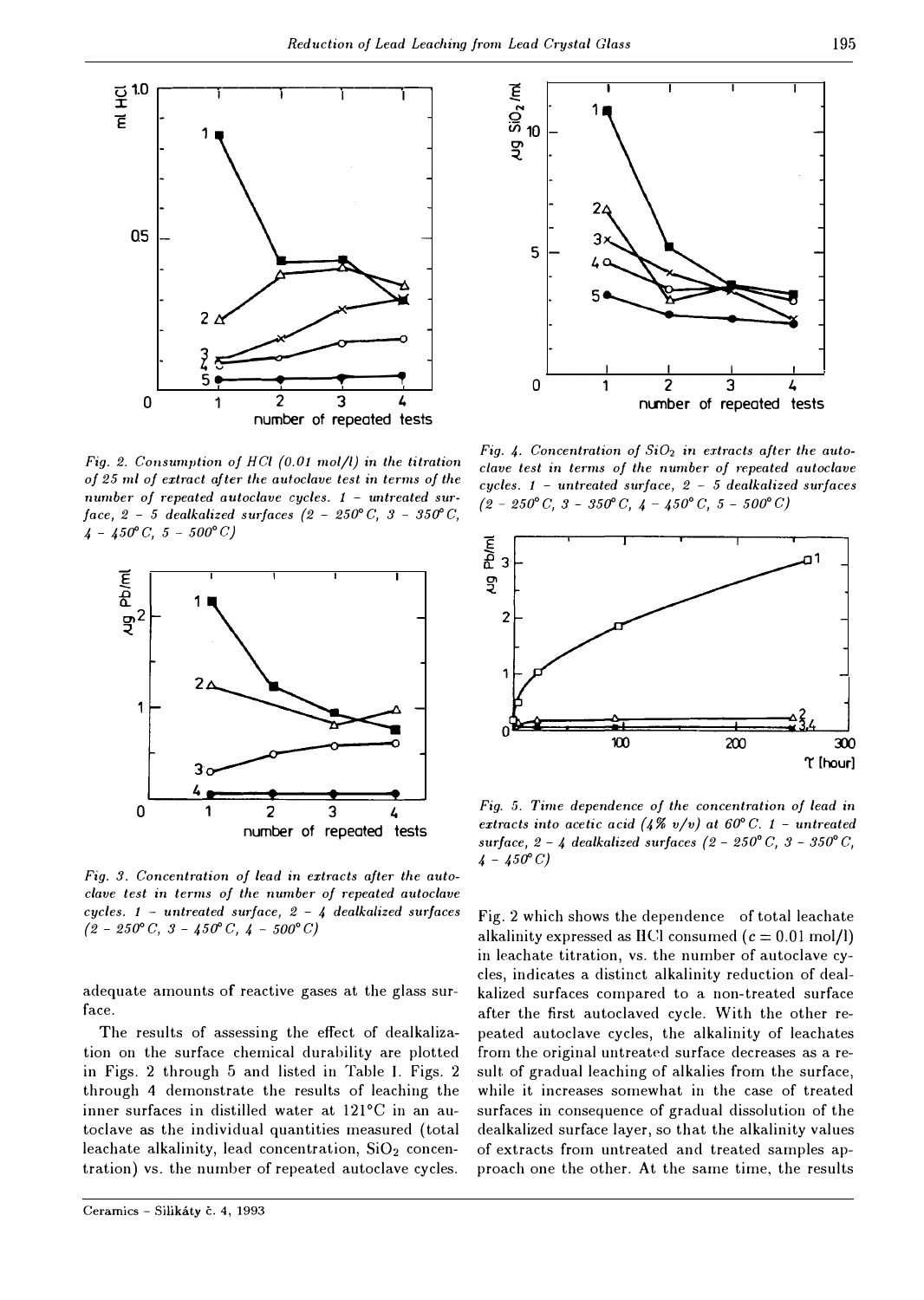Fig. 2. Consumption of HCl (0.01 mol/l) in the titration of 25 ml of extract after the autoclave test in terms of the number of repeated autoclave cycles. 1 – untreated surface, 2 – 5 dealkalized surfaces (2 – 250°C, 3 – 350°C, 4 – 450°C, 5 – 500°C)

Fig. 3. Concentration of lead in extracts after the autoclave test in terms of the number of repeated autoclave cycles. 1 – untreated surface, 2 – 4 dealkalized surfaces (2 – 250°C, 3 – 450°C, 4 – 500°C)

Fig. 4. Concentration of $SiO_2$ in extracts after the autoclave test in terms of the number of repeated autoclave cycles. 1 – untreated surface, 2 – 5 dealkalized surfaces (2 – 250°C, 3 – 350°C, 4 – 450°C, 5 – 500°C)

Fig. 5. Time dependence of the concentration of lead in extracts into acetic acid (4% v/v) at 60°C. 1 – untreated surface, 2 – 4 dealkalized surfaces (2 – 250°C, 3 – 350°C, 4 – 450°C)

adequate amounts of reactive gases at the glass surface.

The results of assessing the effect of dealkalization on the surface chemical durability are plotted in Figs. 2 through 5 and listed in Table I. Figs. 2 through 4 demonstrate the results of leaching the inner surfaces in distilled water at 121°C in an autoclave as the individual quantities measured (total leachate alkalinity, lead concentration, $SiO_2$ concentration) vs. the number of repeated autoclave cycles.

Fig. 2 which shows the dependence of total leachate alkalinity expressed as HCl consumed ($c = 0.01$ mol/l) in leachate titration, vs. the number of autoclave cycles, indicates a distinct alkalinity reduction of dealkalized surfaces compared to a non-treated surface after the first autoclaved cycle. With the other repeated autoclave cycles, the alkalinity of leachates from the original untreated surface decreases as a result of gradual leaching of alkalies from the surface, while it increases somewhat in the case of treated surfaces in consequence of gradual dissolution of the dealkalized surface layer, so that the alkalinity values of extracts from untreated and treated samples approach one the other. At the same time, the results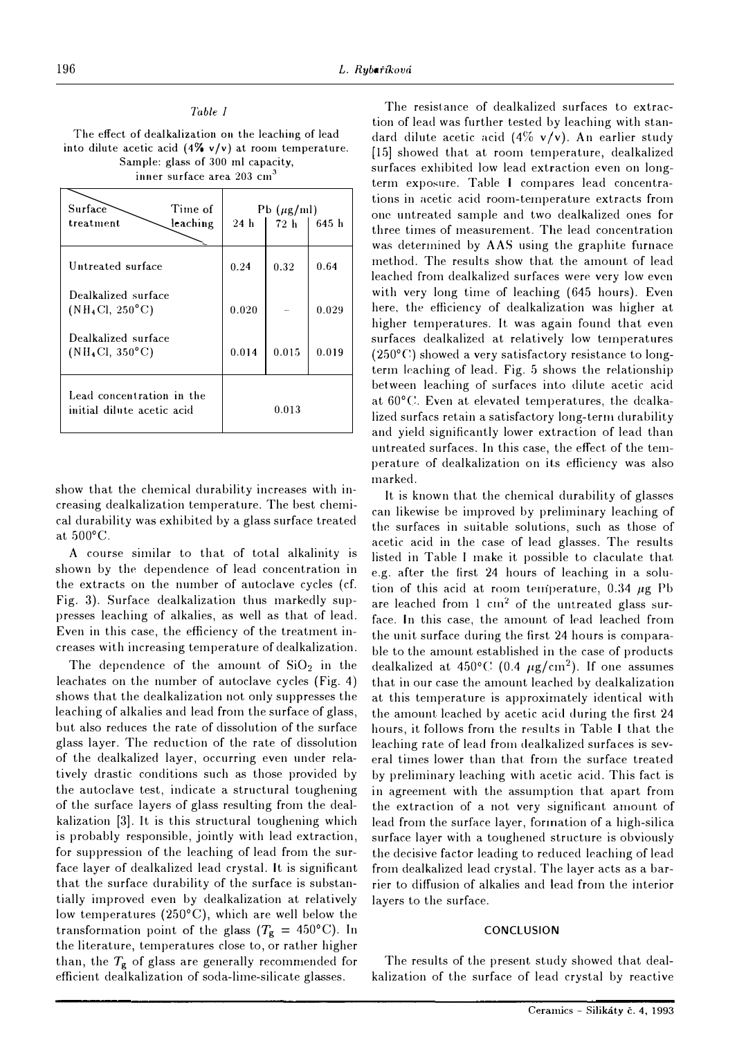*Table I*

The effect of dealkalization on the leaching of lead into dilute acetic acid (4% v/v) at room temperature. Sample: glass of 300 ml capacity, inner surface area 203 $cm^3$

| Surface treatment \ Time of leaching | Pb ($\mu$g/ml) 24 h | 72 h | 645 h |
|---|---|---|---|
| Untreated surface | 0.24 | 0.32 | 0.64 |
| Dealkalized surface ($NH_4Cl$, 250°C) | 0.020 | – | 0.029 |
| Dealkalized surface ($NH_4Cl$, 350°C) | 0.014 | 0.015 | 0.019 |
| Lead concentration in the initial dilute acetic acid | 0.013 | | |

show that the chemical durability increases with increasing dealkalization temperature. The best chemical durability was exhibited by a glass surface treated at 500°C.

A course similar to that of total alkalinity is shown by the dependence of lead concentration in the extracts on the number of autoclave cycles (cf. Fig. 3). Surface dealkalization thus markedly suppresses leaching of alkalies, as well as that of lead. Even in this case, the efficiency of the treatment increases with increasing temperature of dealkalization.

The dependence of the amount of $SiO_2$ in the leachates on the number of autoclave cycles (Fig. 4) shows that the dealkalization not only suppresses the leaching of alkalies and lead from the surface of glass, but also reduces the rate of dissolution of the surface glass layer. The reduction of the rate of dissolution of the dealkalized layer, occurring even under relatively drastic conditions such as those provided by the autoclave test, indicate a structural toughening of the surface layers of glass resulting from the dealkalization [3]. It is this structural toughening which is probably responsible, jointly with lead extraction, for suppression of the leaching of lead from the surface layer of dealkalized lead crystal. It is significant that the surface durability of the surface is substantially improved even by dealkalization at relatively low temperatures (250°C), which are well below the transformation point of the glass ($T_g$ = 450°C). In the literature, temperatures close to, or rather higher than, the $T_g$ of glass are generally recommended for efficient dealkalization of soda-lime-silicate glasses.

The resistance of dealkalized surfaces to extraction of lead was further tested by leaching with standard dilute acetic acid (4% v/v). An earlier study [15] showed that at room temperature, dealkalized surfaces exhibited low lead extraction even on long-term exposure. Table I compares lead concentrations in acetic acid room-temperature extracts from one untreated sample and two dealkalized ones for three times of measurement. The lead concentration was determined by AAS using the graphite furnace method. The results show that the amount of lead leached from dealkalized surfaces were very low even with very long time of leaching (645 hours). Even here, the efficiency of dealkalization was higher at higher temperatures. It was again found that even surfaces dealkalized at relatively low temperatures (250°C) showed a very satisfactory resistance to long-term leaching of lead. Fig. 5 shows the relationship between leaching of surfaces into dilute acetic acid at 60°C. Even at elevated temperatures, the dealkalized surfacs retain a satisfactory long-term durability and yield significantly lower extraction of lead than untreated surfaces. In this case, the effect of the temperature of dealkalization on its efficiency was also marked.

It is known that the chemical durability of glasses can likewise be improved by preliminary leaching of the surfaces in suitable solutions, such as those of acetic acid in the case of lead glasses. The results listed in Table I make it possible to claculate that e.g. after the first 24 hours of leaching in a solution of this acid at room temperature, 0.34 $\mu$g Pb are leached from 1 $cm^2$ of the untreated glass surface. In this case, the amount of lead leached from the unit surface during the first 24 hours is comparable to the amount established in the case of products dealkalized at 450°C (0.4 $\mu g/cm^2$). If one assumes that in our case the amount leached by dealkalization at this temperature is approximately identical with the amount leached by acetic acid during the first 24 hours, it follows from the results in Table I that the leaching rate of lead from dealkalized surfaces is several times lower than that from the surface treated by preliminary leaching with acetic acid. This fact is in agreement with the assumption that apart from the extraction of a not very significant amount of lead from the surface layer, formation of a high-silica surface layer with a toughened structure is obviously the decisive factor leading to reduced leaching of lead from dealkalized lead crystal. The layer acts as a barrier to diffusion of alkalies and lead from the interior layers to the surface.

## CONCLUSION

The results of the present study showed that dealkalization of the surface of lead crystal by reactive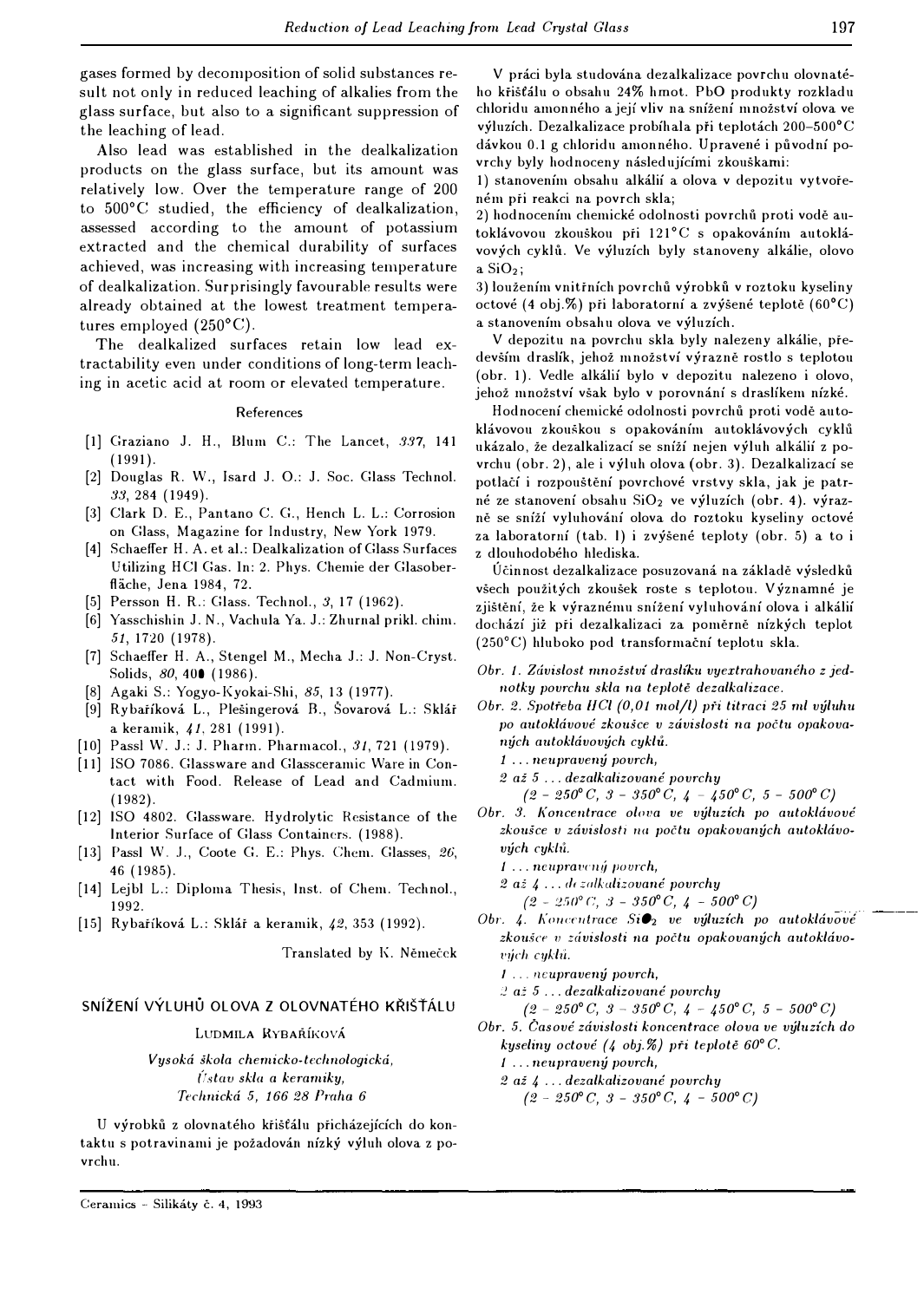gases formed by decomposition of solid substances result not only in reduced leaching of alkalies from the glass surface, but also to a significant suppression of the leaching of lead.

Also lead was established in the dealkalization products on the glass surface, but its amount was relatively low. Over the temperature range of 200 to 500°C studied, the efficiency of dealkalization, assessed according to the amount of potassium extracted and the chemical durability of surfaces achieved, was increasing with increasing temperature of dealkalization. Surprisingly favourable results were already obtained at the lowest treatment temperatures employed (250°C).

The dealkalized surfaces retain low lead extractability even under conditions of long-term leaching in acetic acid at room or elevated temperature.

## References

[1] Graziano J. H., Blum C.: The Lancet, *337*, 141 (1991).

[2] Douglas R. W., Isard J. O.: J. Soc. Glass Technol. *33*, 284 (1949).

[3] Clark D. E., Pantano C. G., Hench L. L.: Corrosion on Glass, Magazine for Industry, New York 1979.

[4] Schaeffer H. A. et al.: Dealkalization of Glass Surfaces Utilizing HCl Gas. In: 2. Phys. Chemie der Glasoberfläche, Jena 1984, 72.

[5] Persson H. R.: Glass. Technol., *3*, 17 (1962).

[6] Yasschishin J. N., Vachula Ya. J.: Zhurnal prikl. chim. *51*, 1720 (1978).

[7] Schaeffer H. A., Stengel M., Mecha J.: J. Non-Cryst. Solids, *80*, 400 (1986).

[8] Agaki S.: Yogyo-Kyokai-Shi, *85*, 13 (1977).

[9] Rybaříková L., Plešingerová B., Šovarová L.: Sklář a keramik, *41*, 281 (1991).

[10] Passl W. J.: J. Pharm. Pharmacol., *31*, 721 (1979).

[11] ISO 7086. Glassware and Glassceramic Ware in Contact with Food. Release of Lead and Cadmium. (1982).

[12] ISO 4802. Glassware. Hydrolytic Resistance of the Interior Surface of Glass Containers. (1988).

[13] Passl W. J., Coote G. E.: Phys. Chem. Glasses, *26*, 46 (1985).

[14] Lejbl L.: Diploma Thesis, Inst. of Chem. Technol., 1992.

[15] Rybaříková L.: Sklář a keramik, *42*, 353 (1992).

Translated by K. Němeček

## SNÍŽENÍ VÝLUHŮ OLOVA Z OLOVNATÉHO KŘIŠŤÁLU

Ludmila Rybaříková

*Vysoká škola chemicko-technologická,*
*Ústav skla a keramiky,*
*Technická 5, 166 28 Praha 6*

U výrobků z olovnatého křišťálu přicházejících do kontaktu s potravinami je požadován nízký výluh olova z povrchu.

V práci byla studována dezalkalizace povrchu olovnatého křišťálu o obsahu 24% hmot. PbO produkty rozkladu chloridu amonného a její vliv na snížení množství olova ve výluzích. Dezalkalizace probíhala při teplotách 200–500°C dávkou 0.1 g chloridu amonného. Upravené i původní povrchy byly hodnoceny následujícími zkouškami:

1) stanovením obsahu alkálií a olova v depozitu vytvořeném při reakci na povrch skla;

2) hodnocením chemické odolnosti povrchů proti vodě autoklávovou zkouškou při 121°C s opakováním autoklávových cyklů. Ve výluzích byly stanoveny alkálie, olovo a $SiO_2$;

3) loužením vnitřních povrchů výrobků v roztoku kyseliny octové (4 obj.%) při laboratorní a zvýšené teplotě (60°C) a stanovením obsahu olova ve výluzích.

V depozitu na povrchu skla byly nalezeny alkálie, především draslík, jehož množství výrazně rostlo s teplotou (obr. 1). Vedle alkálií bylo v depozitu nalezeno i olovo, jehož množství však bylo v porovnání s draslíkem nízké.

Hodnocení chemické odolnosti povrchů proti vodě autoklávovou zkouškou s opakováním autoklávových cyklů ukázalo, že dezalkalizací se sníží nejen výluh alkálií z povrchu (obr. 2), ale i výluh olova (obr. 3). Dezalkalizací se potlačí i rozpouštění povrchové vrstvy skla, jak je patrné ze stanovení obsahu $SiO_2$ ve výluzích (obr. 4). Výrazně se sníží vyluhování olova do roztoku kyseliny octové za laboratorní (tab. I) i zvýšené teploty (obr. 5) a to i z dlouhodobého hlediska.

Účinnost dezalkalizace posuzovaná na základě výsledků všech použitých zkoušek roste s teplotou. Významné je zjištění, že k výraznému snížení vyluhování olova i alkálií dochází již při dezalkalizaci za poměrně nízkých teplot (250°C) hluboko pod transformační teplotu skla.

*Obr. 1. Závislost množství draslíku vyextrahovaného z jednotky povrchu skla na teplotě dezalkalizace.*

*Obr. 2. Spotřeba HCl (0,01 mol/l) při titraci 25 ml výluhu po autoklávové zkoušce v závislosti na počtu opakovaných autoklávových cyklů.*
*1 ... neupravený povrch,*
*2 až 5 ... dezalkalizované povrchy*
*(2 - 250°C, 3 - 350°C, 4 - 450°C, 5 - 500°C)*

*Obr. 3. Koncentrace olova ve výluzích po autoklávové zkoušce v závislosti na počtu opakovaných autoklávových cyklů.*
*1 ... neupravený povrch,*
*2 až 4 ... dezalkalizované povrchy*
*(2 - 250°C, 3 - 350°C, 4 - 500°C)*

*Obr. 4. Koncentrace $SiO_2$ ve výluzích po autoklávové zkoušce v závislosti na počtu opakovaných autoklávových cyklů.*
*1 ... neupravený povrch,*
*2 až 5 ... dezalkalizované povrchy*
*(2 - 250°C, 3 - 350°C, 4 - 450°C, 5 - 500°C)*

*Obr. 5. Časové závislosti koncentrace olova ve výluzích do kyseliny octové (4 obj.%) při teplotě 60°C.*
*1 ... neupravený povrch,*
*2 až 4 ... dezalkalizované povrchy*
*(2 - 250°C, 3 - 350°C, 4 - 500°C)*